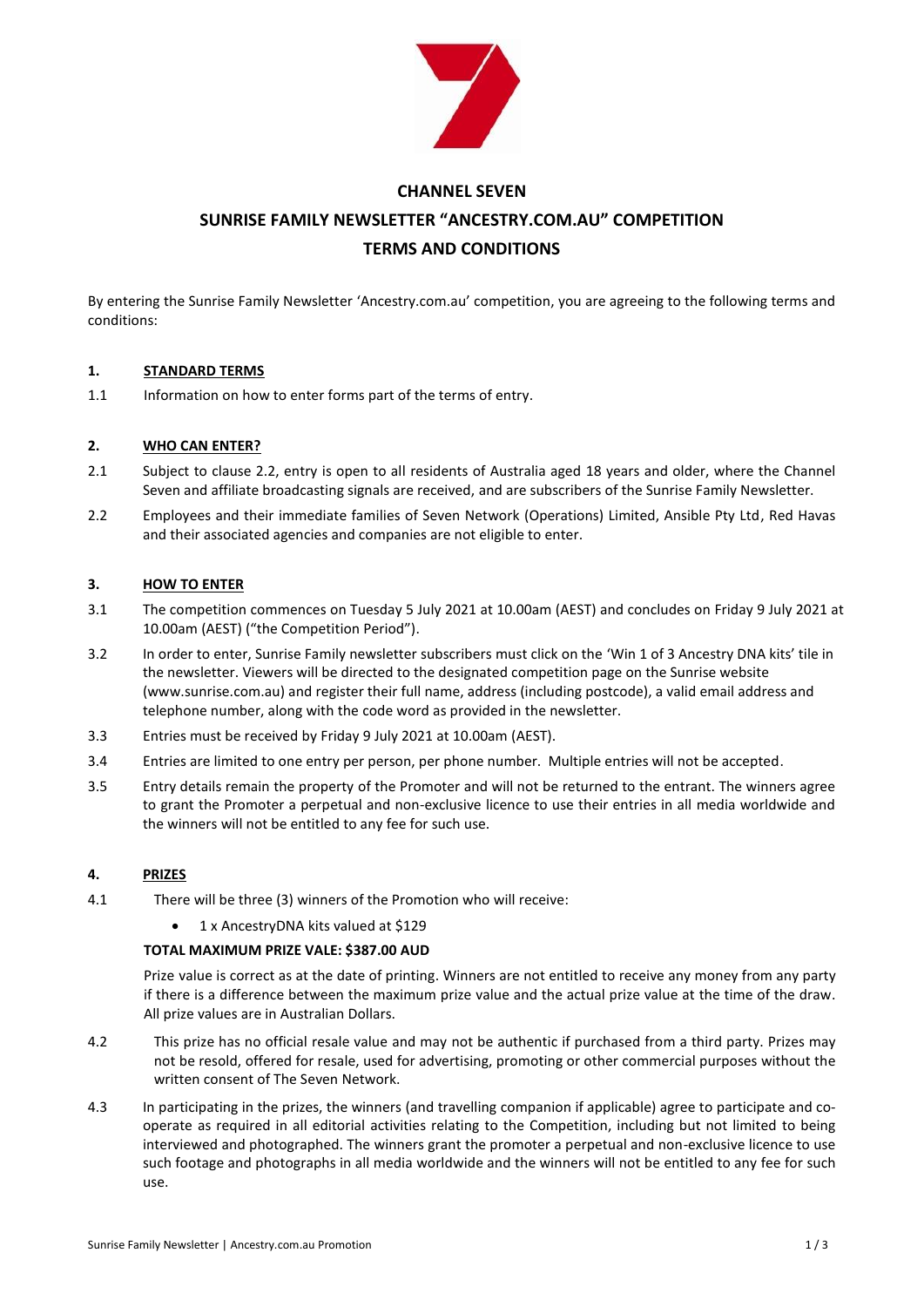# CHANNEL SEVEN

# SUNRISE FAMILY NEWSLETTER "ANCESTRY.COM.AU" COMPETITION

# TERMS AND CONDITIONS

By entering the Sunrise Family Newsletter 'Ancestry.com.au' competition, you are agreeing to the following terms and conditions:

## 1. STANDARD TERMS

1.1 Information on how to enter forms part of the terms of entry.

## 2. WHO CAN ENTER?

2.1 Subject to clause 2.2, entry is open to all residents of Australia aged 18 years and older, where the Channel Seven and affiliate broadcasting signals are received, and are subscribers of the Sunrise Family Newsletter.

2.2 Employees and their immediate families of Seven Network (Operations) Limited, Ansible Pty Ltd, Red Havas and their associated agencies and companies are not eligible to enter.

## 3. HOW TO ENTER

3.1 The competition commences on Tuesday 5 July 2021 at 10.00am (AEST) and concludes on Friday 9 July 2021 at 10.00am (AEST) ("the Competition Period").

3.2 In order to enter, Sunrise Family newsletter subscribers must click on the 'Win 1 of 3 Ancestry DNA kits' tile in the newsletter. Viewers will be directed to the designated competition page on the Sunrise website (www.sunrise.com.au) and register their full name, address (including postcode), a valid email address and telephone number, along with the code word as provided in the newsletter.

3.3 Entries must be received by Friday 9 July 2021 at 10.00am (AEST).

3.4 Entries are limited to one entry per person, per phone number. Multiple entries will not be accepted.

3.5 Entry details remain the property of the Promoter and will not be returned to the entrant. The winners agree to grant the Promoter a perpetual and non-exclusive licence to use their entries in all media worldwide and the winners will not be entitled to any fee for such use.

## 4. PRIZES

4.1 There will be three (3) winners of the Promotion who will receive:

- 1 x AncestryDNA kits valued at $129

**TOTAL MAXIMUM PRIZE VALE: $387.00 AUD**

Prize value is correct as at the date of printing. Winners are not entitled to receive any money from any party if there is a difference between the maximum prize value and the actual prize value at the time of the draw. All prize values are in Australian Dollars.

4.2 This prize has no official resale value and may not be authentic if purchased from a third party. Prizes may not be resold, offered for resale, used for advertising, promoting or other commercial purposes without the written consent of The Seven Network.

4.3 In participating in the prizes, the winners (and travelling companion if applicable) agree to participate and co-operate as required in all editorial activities relating to the Competition, including but not limited to being interviewed and photographed. The winners grant the promoter a perpetual and non-exclusive licence to use such footage and photographs in all media worldwide and the winners will not be entitled to any fee for such use.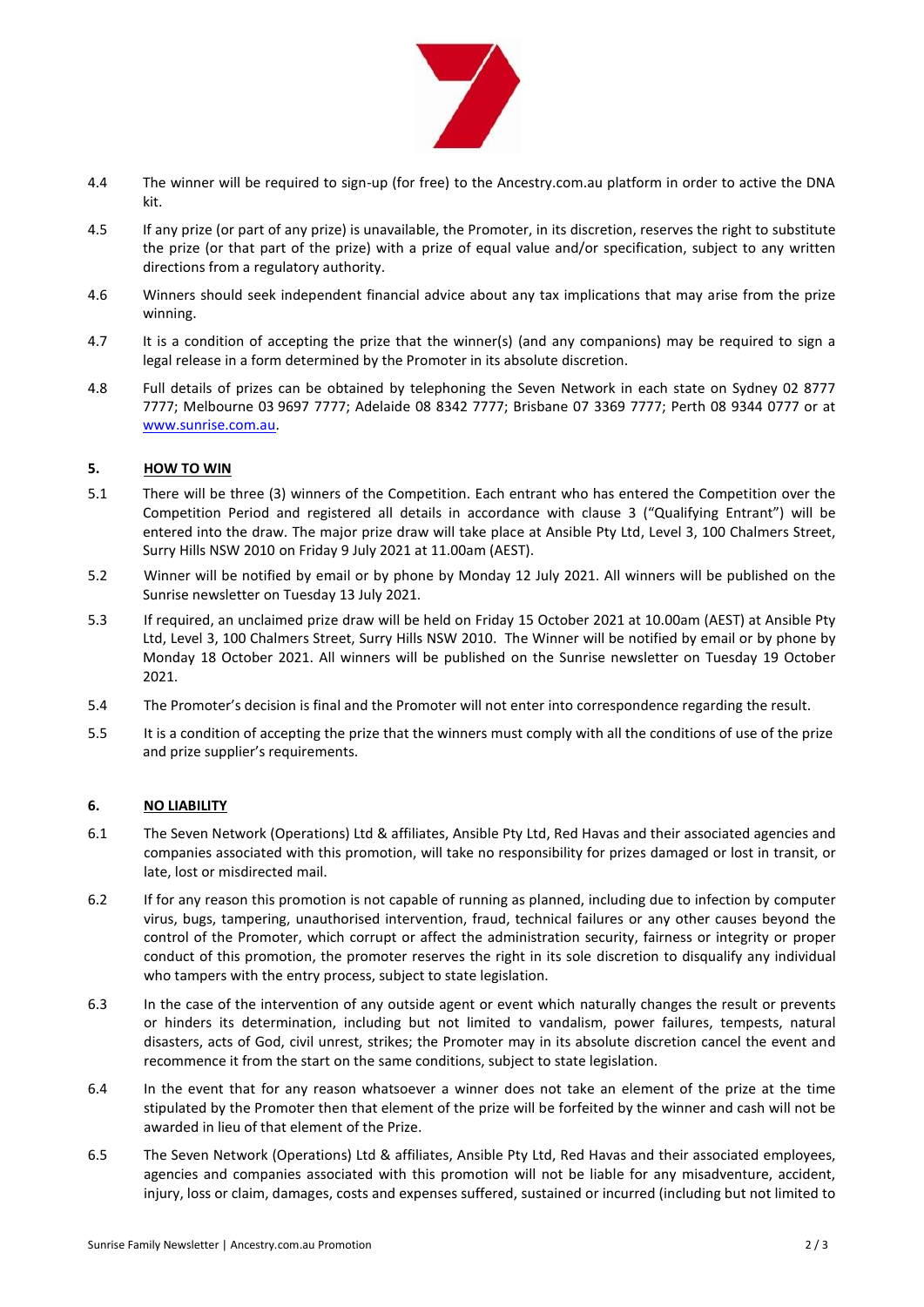4.4 The winner will be required to sign-up (for free) to the Ancestry.com.au platform in order to active the DNA kit.

4.5 If any prize (or part of any prize) is unavailable, the Promoter, in its discretion, reserves the right to substitute the prize (or that part of the prize) with a prize of equal value and/or specification, subject to any written directions from a regulatory authority.

4.6 Winners should seek independent financial advice about any tax implications that may arise from the prize winning.

4.7 It is a condition of accepting the prize that the winner(s) (and any companions) may be required to sign a legal release in a form determined by the Promoter in its absolute discretion.

4.8 Full details of prizes can be obtained by telephoning the Seven Network in each state on Sydney 02 8777 7777; Melbourne 03 9697 7777; Adelaide 08 8342 7777; Brisbane 07 3369 7777; Perth 08 9344 0777 or at www.sunrise.com.au.

## 5. HOW TO WIN

5.1 There will be three (3) winners of the Competition. Each entrant who has entered the Competition over the Competition Period and registered all details in accordance with clause 3 ("Qualifying Entrant") will be entered into the draw. The major prize draw will take place at Ansible Pty Ltd, Level 3, 100 Chalmers Street, Surry Hills NSW 2010 on Friday 9 July 2021 at 11.00am (AEST).

5.2 Winner will be notified by email or by phone by Monday 12 July 2021. All winners will be published on the Sunrise newsletter on Tuesday 13 July 2021.

5.3 If required, an unclaimed prize draw will be held on Friday 15 October 2021 at 10.00am (AEST) at Ansible Pty Ltd, Level 3, 100 Chalmers Street, Surry Hills NSW 2010. The Winner will be notified by email or by phone by Monday 18 October 2021. All winners will be published on the Sunrise newsletter on Tuesday 19 October 2021.

5.4 The Promoter's decision is final and the Promoter will not enter into correspondence regarding the result.

5.5 It is a condition of accepting the prize that the winners must comply with all the conditions of use of the prize and prize supplier's requirements.

## 6. NO LIABILITY

6.1 The Seven Network (Operations) Ltd & affiliates, Ansible Pty Ltd, Red Havas and their associated agencies and companies associated with this promotion, will take no responsibility for prizes damaged or lost in transit, or late, lost or misdirected mail.

6.2 If for any reason this promotion is not capable of running as planned, including due to infection by computer virus, bugs, tampering, unauthorised intervention, fraud, technical failures or any other causes beyond the control of the Promoter, which corrupt or affect the administration security, fairness or integrity or proper conduct of this promotion, the promoter reserves the right in its sole discretion to disqualify any individual who tampers with the entry process, subject to state legislation.

6.3 In the case of the intervention of any outside agent or event which naturally changes the result or prevents or hinders its determination, including but not limited to vandalism, power failures, tempests, natural disasters, acts of God, civil unrest, strikes; the Promoter may in its absolute discretion cancel the event and recommence it from the start on the same conditions, subject to state legislation.

6.4 In the event that for any reason whatsoever a winner does not take an element of the prize at the time stipulated by the Promoter then that element of the prize will be forfeited by the winner and cash will not be awarded in lieu of that element of the Prize.

6.5 The Seven Network (Operations) Ltd & affiliates, Ansible Pty Ltd, Red Havas and their associated employees, agencies and companies associated with this promotion will not be liable for any misadventure, accident, injury, loss or claim, damages, costs and expenses suffered, sustained or incurred (including but not limited to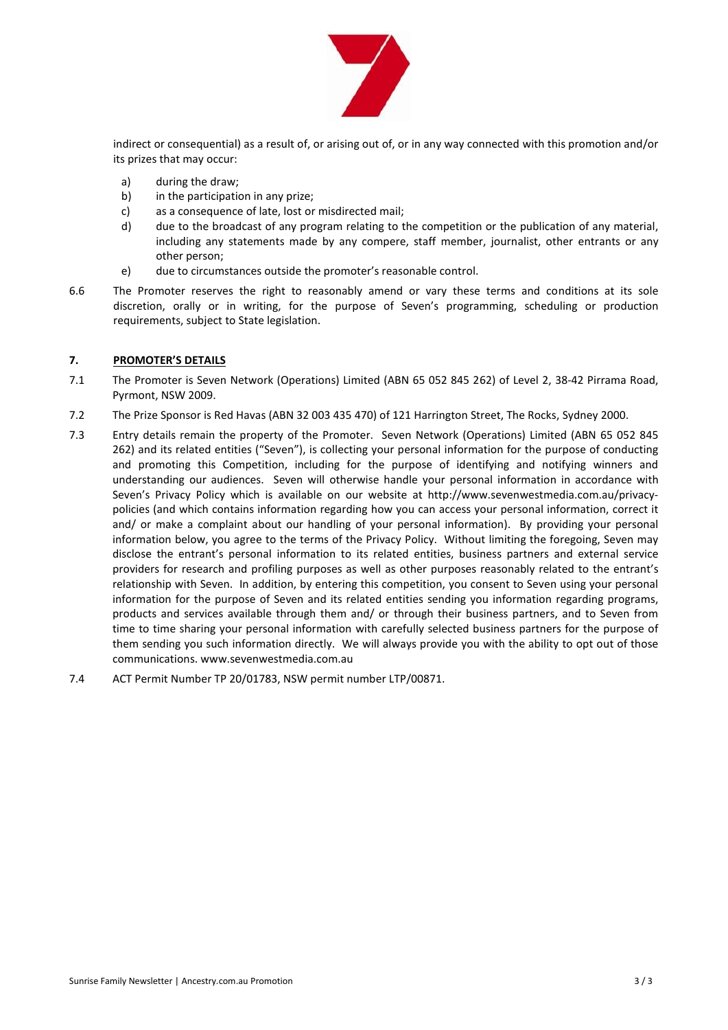indirect or consequential) as a result of, or arising out of, or in any way connected with this promotion and/or its prizes that may occur:

a) during the draw;
b) in the participation in any prize;
c) as a consequence of late, lost or misdirected mail;
d) due to the broadcast of any program relating to the competition or the publication of any material, including any statements made by any compere, staff member, journalist, other entrants or any other person;
e) due to circumstances outside the promoter's reasonable control.

6.6 The Promoter reserves the right to reasonably amend or vary these terms and conditions at its sole discretion, orally or in writing, for the purpose of Seven's programming, scheduling or production requirements, subject to State legislation.

## 7. PROMOTER'S DETAILS

7.1 The Promoter is Seven Network (Operations) Limited (ABN 65 052 845 262) of Level 2, 38-42 Pirrama Road, Pyrmont, NSW 2009.

7.2 The Prize Sponsor is Red Havas (ABN 32 003 435 470) of 121 Harrington Street, The Rocks, Sydney 2000.

7.3 Entry details remain the property of the Promoter. Seven Network (Operations) Limited (ABN 65 052 845 262) and its related entities ("Seven"), is collecting your personal information for the purpose of conducting and promoting this Competition, including for the purpose of identifying and notifying winners and understanding our audiences. Seven will otherwise handle your personal information in accordance with Seven's Privacy Policy which is available on our website at http://www.sevenwestmedia.com.au/privacy-policies (and which contains information regarding how you can access your personal information, correct it and/ or make a complaint about our handling of your personal information). By providing your personal information below, you agree to the terms of the Privacy Policy. Without limiting the foregoing, Seven may disclose the entrant's personal information to its related entities, business partners and external service providers for research and profiling purposes as well as other purposes reasonably related to the entrant's relationship with Seven. In addition, by entering this competition, you consent to Seven using your personal information for the purpose of Seven and its related entities sending you information regarding programs, products and services available through them and/ or through their business partners, and to Seven from time to time sharing your personal information with carefully selected business partners for the purpose of them sending you such information directly. We will always provide you with the ability to opt out of those communications. www.sevenwestmedia.com.au

7.4 ACT Permit Number TP 20/01783, NSW permit number LTP/00871.